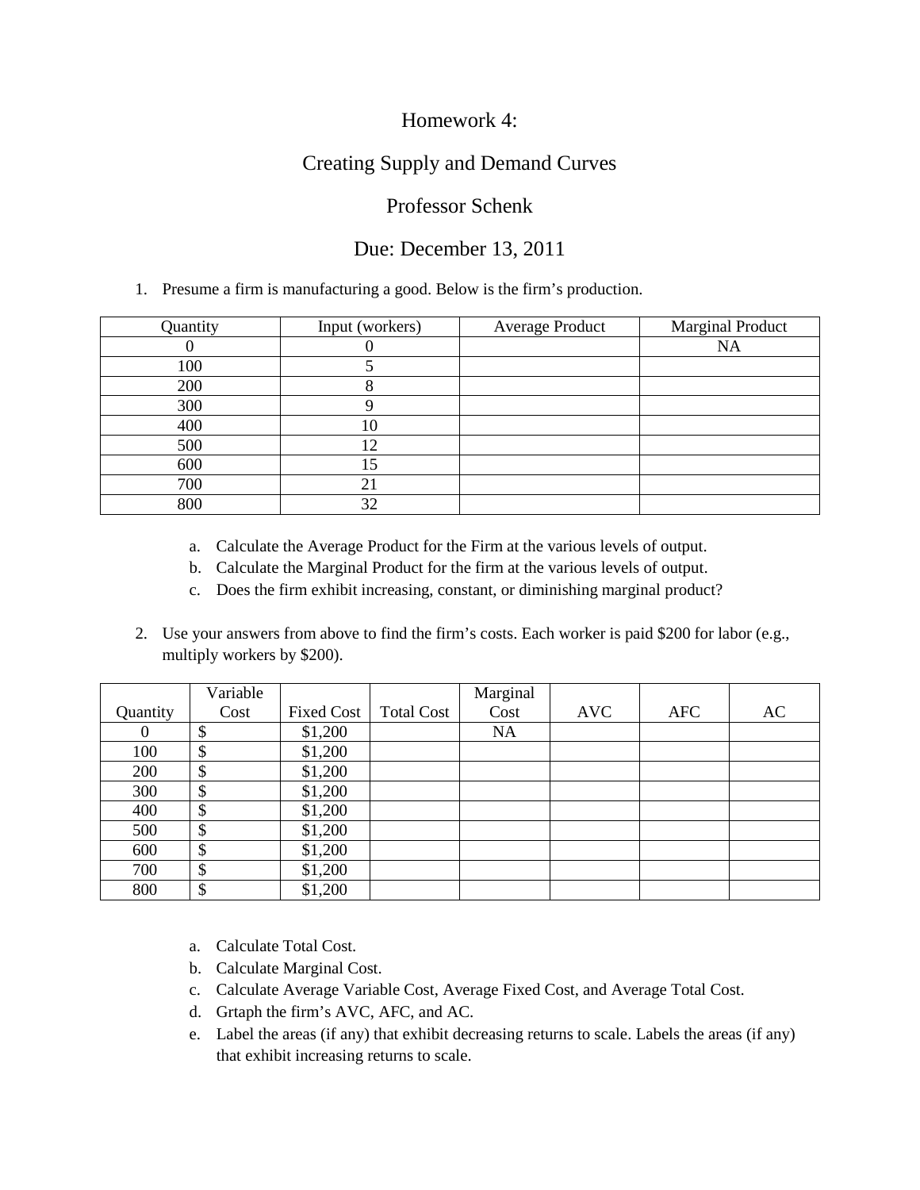# Homework 4:

## Creating Supply and Demand Curves

### Professor Schenk

### Due: December 13, 2011

1. Presume a firm is manufacturing a good. Below is the firm's production.

| Quantity | Input (workers) | Average Product | Marginal Product |
|---|---|---|---|
| 0 | 0 | | NA |
| 100 | 5 | | |
| 200 | 8 | | |
| 300 | 9 | | |
| 400 | 10 | | |
| 500 | 12 | | |
| 600 | 15 | | |
| 700 | 21 | | |
| 800 | 32 | | |

   a. Calculate the Average Product for the Firm at the various levels of output.
   b. Calculate the Marginal Product for the firm at the various levels of output.
   c. Does the firm exhibit increasing, constant, or diminishing marginal product?

2. Use your answers from above to find the firm's costs. Each worker is paid $200 for labor (e.g., multiply workers by $200).

| Quantity | Variable Cost | Fixed Cost | Total Cost | Marginal Cost | AVC | AFC | AC |
|---|---|---|---|---|---|---|---|
| 0 | $ | $1,200 | | NA | | | |
| 100 | $ | $1,200 | | | | | |
| 200 | $ | $1,200 | | | | | |
| 300 | $ | $1,200 | | | | | |
| 400 | $ | $1,200 | | | | | |
| 500 | $ | $1,200 | | | | | |
| 600 | $ | $1,200 | | | | | |
| 700 | $ | $1,200 | | | | | |
| 800 | $ | $1,200 | | | | | |

   a. Calculate Total Cost.
   b. Calculate Marginal Cost.
   c. Calculate Average Variable Cost, Average Fixed Cost, and Average Total Cost.
   d. Grtaph the firm's AVC, AFC, and AC.
   e. Label the areas (if any) that exhibit decreasing returns to scale. Labels the areas (if any) that exhibit increasing returns to scale.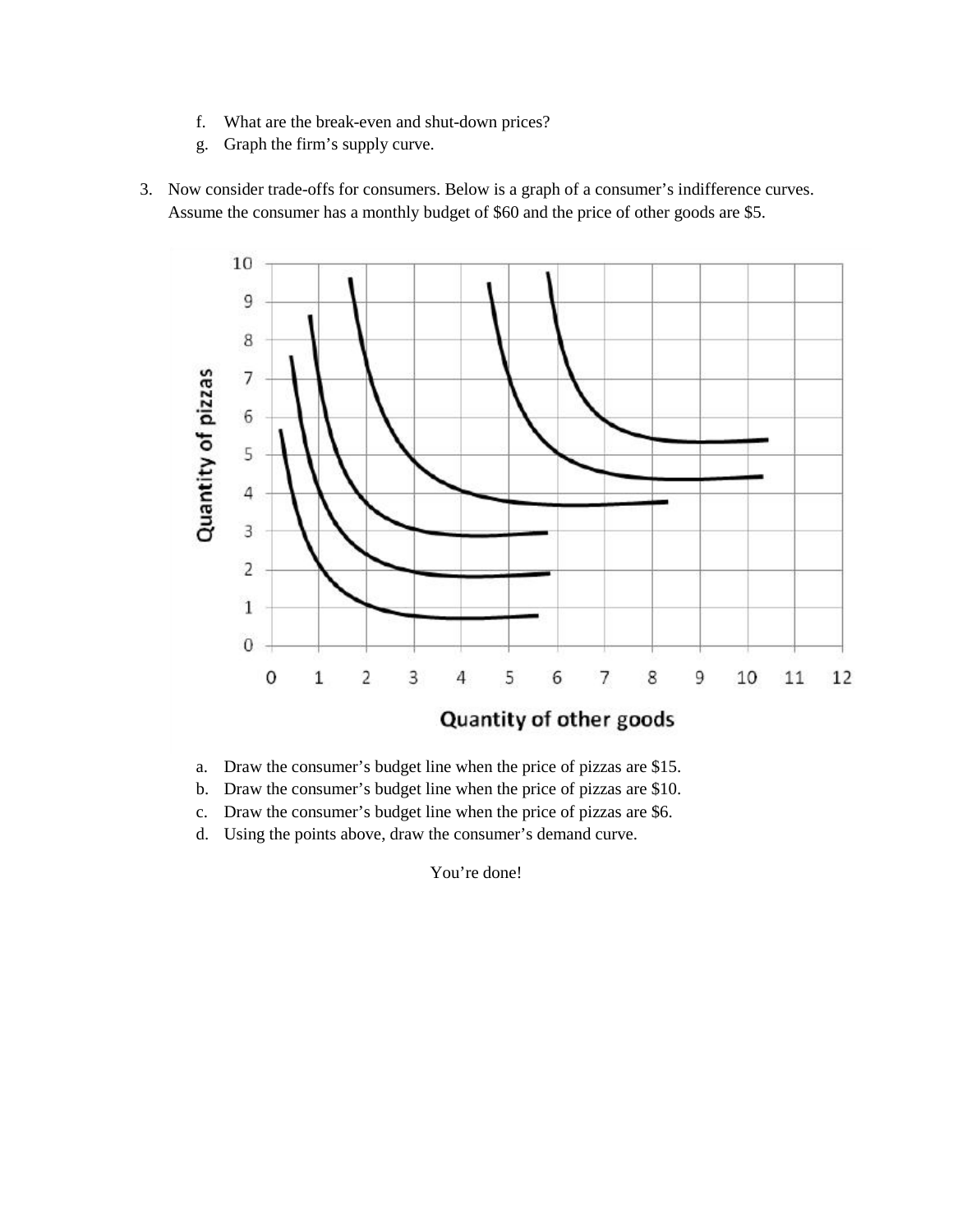f. What are the break-even and shut-down prices?
g. Graph the firm's supply curve.

3. Now consider trade-offs for consumers. Below is a graph of a consumer's indifference curves. Assume the consumer has a monthly budget of $60 and the price of other goods are $5.

Quantity of pizzas

10
9
8
7
6
5
4
3
2
1
0

0 1 2 3 4 5 6 7 8 9 10 11 12

Quantity of other goods

a. Draw the consumer's budget line when the price of pizzas are $15.
b. Draw the consumer's budget line when the price of pizzas are $10.
c. Draw the consumer's budget line when the price of pizzas are $6.
d. Using the points above, draw the consumer's demand curve.

You're done!